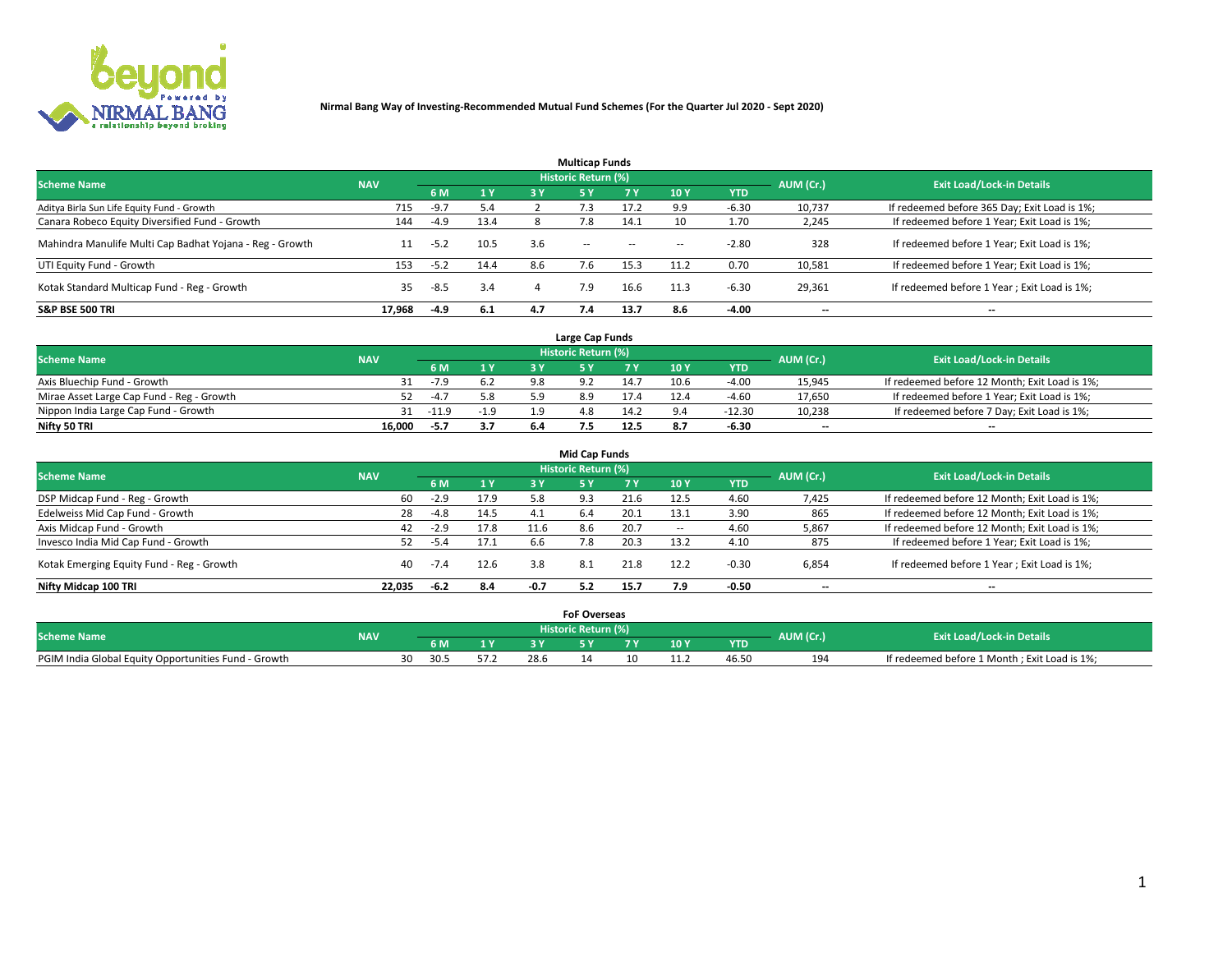# Nirmal Bang Way of Investing-Recommended Mutual Fund Schemes (For the Quarter Jul 2020 - Sept 2020)

## Multicap Funds

| Scheme Name | NAV | Historic Return (%) | | | | | | | AUM (Cr.) | Exit Load/Lock-in Details |
|---|---|---|---|---|---|---|---|---|---|---|
| | | 6 M | 1 Y | 3 Y | 5 Y | 7 Y | 10 Y | YTD | | |
| Aditya Birla Sun Life Equity Fund - Growth | 715 | -9.7 | 5.4 | 2 | 7.3 | 17.2 | 9.9 | -6.30 | 10,737 | If redeemed before 365 Day; Exit Load is 1%; |
| Canara Robeco Equity Diversified Fund - Growth | 144 | -4.9 | 13.4 | 8 | 7.8 | 14.1 | 10 | 1.70 | 2,245 | If redeemed before 1 Year; Exit Load is 1%; |
| Mahindra Manulife Multi Cap Badhat Yojana - Reg - Growth | 11 | -5.2 | 10.5 | 3.6 | -- | -- | -- | -2.80 | 328 | If redeemed before 1 Year; Exit Load is 1%; |
| UTI Equity Fund - Growth | 153 | -5.2 | 14.4 | 8.6 | 7.6 | 15.3 | 11.2 | 0.70 | 10,581 | If redeemed before 1 Year; Exit Load is 1%; |
| Kotak Standard Multicap Fund - Reg - Growth | 35 | -8.5 | 3.4 | 4 | 7.9 | 16.6 | 11.3 | -6.30 | 29,361 | If redeemed before 1 Year ; Exit Load is 1%; |
| **S&P BSE 500 TRI** | **17,968** | **-4.9** | **6.1** | **4.7** | **7.4** | **13.7** | **8.6** | **-4.00** | **--** | **--** |

## Large Cap Funds

| Scheme Name | NAV | Historic Return (%) | | | | | | | AUM (Cr.) | Exit Load/Lock-in Details |
|---|---|---|---|---|---|---|---|---|---|---|
| | | 6 M | 1 Y | 3 Y | 5 Y | 7 Y | 10 Y | YTD | | |
| Axis Bluechip Fund - Growth | 31 | -7.9 | 6.2 | 9.8 | 9.2 | 14.7 | 10.6 | -4.00 | 15,945 | If redeemed before 12 Month; Exit Load is 1%; |
| Mirae Asset Large Cap Fund - Reg - Growth | 52 | -4.7 | 5.8 | 5.9 | 8.9 | 17.4 | 12.4 | -4.60 | 17,650 | If redeemed before 1 Year; Exit Load is 1%; |
| Nippon India Large Cap Fund - Growth | 31 | -11.9 | -1.9 | 1.9 | 4.8 | 14.2 | 9.4 | -12.30 | 10,238 | If redeemed before 7 Day; Exit Load is 1%; |
| **Nifty 50 TRI** | **16,000** | **-5.7** | **3.7** | **6.4** | **7.5** | **12.5** | **8.7** | **-6.30** | **--** | **--** |

## Mid Cap Funds

| Scheme Name | NAV | Historic Return (%) | | | | | | | AUM (Cr.) | Exit Load/Lock-in Details |
|---|---|---|---|---|---|---|---|---|---|---|
| | | 6 M | 1 Y | 3 Y | 5 Y | 7 Y | 10 Y | YTD | | |
| DSP Midcap Fund - Reg - Growth | 60 | -2.9 | 17.9 | 5.8 | 9.3 | 21.6 | 12.5 | 4.60 | 7,425 | If redeemed before 12 Month; Exit Load is 1%; |
| Edelweiss Mid Cap Fund - Growth | 28 | -4.8 | 14.5 | 4.1 | 6.4 | 20.1 | 13.1 | 3.90 | 865 | If redeemed before 12 Month; Exit Load is 1%; |
| Axis Midcap Fund - Growth | 42 | -2.9 | 17.8 | 11.6 | 8.6 | 20.7 | -- | 4.60 | 5,867 | If redeemed before 12 Month; Exit Load is 1%; |
| Invesco India Mid Cap Fund - Growth | 52 | -5.4 | 17.1 | 6.6 | 7.8 | 20.3 | 13.2 | 4.10 | 875 | If redeemed before 1 Year; Exit Load is 1%; |
| Kotak Emerging Equity Fund - Reg - Growth | 40 | -7.4 | 12.6 | 3.8 | 8.1 | 21.8 | 12.2 | -0.30 | 6,854 | If redeemed before 1 Year ; Exit Load is 1%; |
| **Nifty Midcap 100 TRI** | **22,035** | **-6.2** | **8.4** | **-0.7** | **5.2** | **15.7** | **7.9** | **-0.50** | **--** | **--** |

## FoF Overseas

| Scheme Name | NAV | Historic Return (%) | | | | | | | AUM (Cr.) | Exit Load/Lock-in Details |
|---|---|---|---|---|---|---|---|---|---|---|
| | | 6 M | 1 Y | 3 Y | 5 Y | 7 Y | 10 Y | YTD | | |
| PGIM India Global Equity Opportunities Fund - Growth | 30 | 30.5 | 57.2 | 28.6 | 14 | 10 | 11.2 | 46.50 | 194 | If redeemed before 1 Month ; Exit Load is 1%; |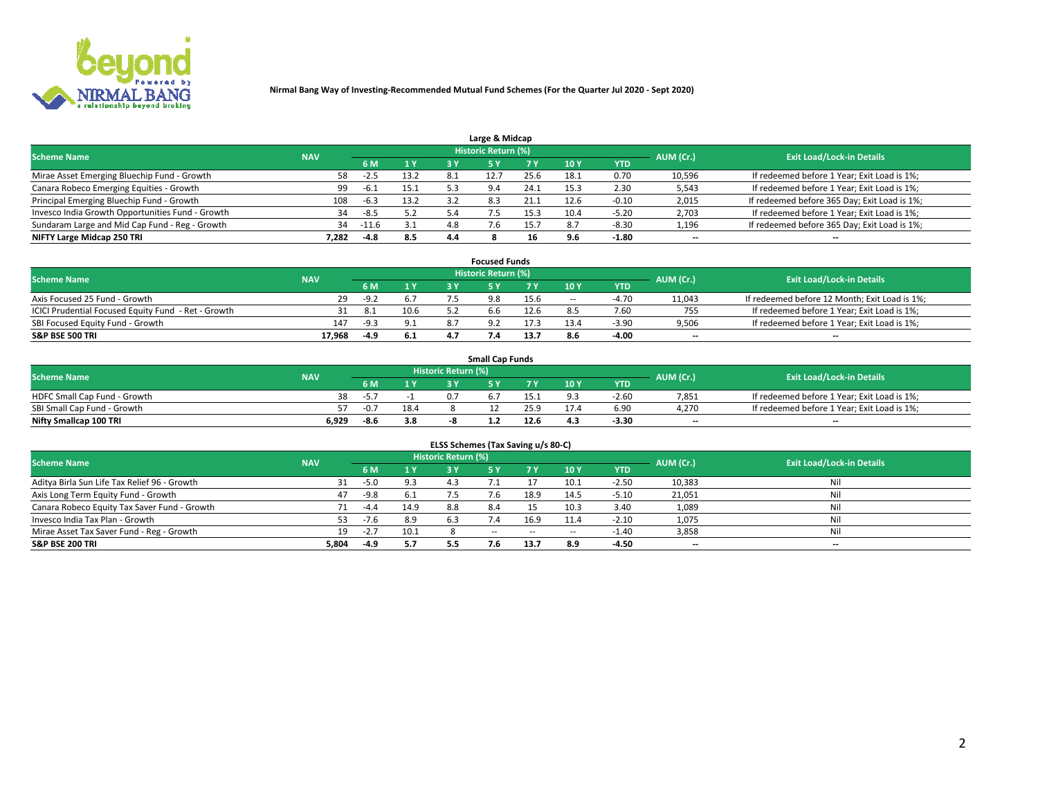**Nirmal Bang Way of Investing-Recommended Mutual Fund Schemes (For the Quarter Jul 2020 - Sept 2020)**

### Large & Midcap

| Scheme Name | NAV | Historic Return (%) | | | | | | | AUM (Cr.) | Exit Load/Lock-in Details |
|---|---|---|---|---|---|---|---|---|---|---|
| | | 6 M | 1 Y | 3 Y | 5 Y | 7 Y | 10 Y | YTD | | |
| Mirae Asset Emerging Bluechip Fund - Growth | 58 | -2.5 | 13.2 | 8.1 | 12.7 | 25.6 | 18.1 | 0.70 | 10,596 | If redeemed before 1 Year; Exit Load is 1%; |
| Canara Robeco Emerging Equities - Growth | 99 | -6.1 | 15.1 | 5.3 | 9.4 | 24.1 | 15.3 | 2.30 | 5,543 | If redeemed before 1 Year; Exit Load is 1%; |
| Principal Emerging Bluechip Fund - Growth | 108 | -6.3 | 13.2 | 3.2 | 8.3 | 21.1 | 12.6 | -0.10 | 2,015 | If redeemed before 365 Day; Exit Load is 1%; |
| Invesco India Growth Opportunities Fund - Growth | 34 | -8.5 | 5.2 | 5.4 | 7.5 | 15.3 | 10.4 | -5.20 | 2,703 | If redeemed before 1 Year; Exit Load is 1%; |
| Sundaram Large and Mid Cap Fund - Reg - Growth | 34 | -11.6 | 3.1 | 4.8 | 7.6 | 15.7 | 8.7 | -8.30 | 1,196 | If redeemed before 365 Day; Exit Load is 1%; |
| **NIFTY Large Midcap 250 TRI** | **7,282** | **-4.8** | **8.5** | **4.4** | **8** | **16** | **9.6** | **-1.80** | -- | -- |

### Focused Funds

| Scheme Name | NAV | Historic Return (%) | | | | | | | AUM (Cr.) | Exit Load/Lock-in Details |
|---|---|---|---|---|---|---|---|---|---|---|
| | | 6 M | 1 Y | 3 Y | 5 Y | 7 Y | 10 Y | YTD | | |
| Axis Focused 25 Fund - Growth | 29 | -9.2 | 6.7 | 7.5 | 9.8 | 15.6 | -- | -4.70 | 11,043 | If redeemed before 12 Month; Exit Load is 1%; |
| ICICI Prudential Focused Equity Fund - Ret - Growth | 31 | 8.1 | 10.6 | 5.2 | 6.6 | 12.6 | 8.5 | 7.60 | 755 | If redeemed before 1 Year; Exit Load is 1%; |
| SBI Focused Equity Fund - Growth | 147 | -9.3 | 9.1 | 8.7 | 9.2 | 17.3 | 13.4 | -3.90 | 9,506 | If redeemed before 1 Year; Exit Load is 1%; |
| **S&P BSE 500 TRI** | **17,968** | **-4.9** | **6.1** | **4.7** | **7.4** | **13.7** | **8.6** | **-4.00** | -- | -- |

### Small Cap Funds

| Scheme Name | NAV | Historic Return (%) | | | | | | | AUM (Cr.) | Exit Load/Lock-in Details |
|---|---|---|---|---|---|---|---|---|---|---|
| | | 6 M | 1 Y | 3 Y | 5 Y | 7 Y | 10 Y | YTD | | |
| HDFC Small Cap Fund - Growth | 38 | -5.7 | -1 | 0.7 | 6.7 | 15.1 | 9.3 | -2.60 | 7,851 | If redeemed before 1 Year; Exit Load is 1%; |
| SBI Small Cap Fund - Growth | 57 | -0.7 | 18.4 | 8 | 12 | 25.9 | 17.4 | 6.90 | 4,270 | If redeemed before 1 Year; Exit Load is 1%; |
| **Nifty Smallcap 100 TRI** | **6,929** | **-8.6** | **3.8** | **-8** | **1.2** | **12.6** | **4.3** | **-3.30** | -- | -- |

### ELSS Schemes (Tax Saving u/s 80-C)

| Scheme Name | NAV | Historic Return (%) | | | | | | | AUM (Cr.) | Exit Load/Lock-in Details |
|---|---|---|---|---|---|---|---|---|---|---|
| | | 6 M | 1 Y | 3 Y | 5 Y | 7 Y | 10 Y | YTD | | |
| Aditya Birla Sun Life Tax Relief 96 - Growth | 31 | -5.0 | 9.3 | 4.3 | 7.1 | 17 | 10.1 | -2.50 | 10,383 | Nil |
| Axis Long Term Equity Fund - Growth | 47 | -9.8 | 6.1 | 7.5 | 7.6 | 18.9 | 14.5 | -5.10 | 21,051 | Nil |
| Canara Robeco Equity Tax Saver Fund - Growth | 71 | -4.4 | 14.9 | 8.8 | 8.4 | 15 | 10.3 | 3.40 | 1,089 | Nil |
| Invesco India Tax Plan - Growth | 53 | -7.6 | 8.9 | 6.3 | 7.4 | 16.9 | 11.4 | -2.10 | 1,075 | Nil |
| Mirae Asset Tax Saver Fund - Reg - Growth | 19 | -2.7 | 10.1 | 8 | -- | -- | -- | -1.40 | 3,858 | Nil |
| **S&P BSE 200 TRI** | **5,804** | **-4.9** | **5.7** | **5.5** | **7.6** | **13.7** | **8.9** | **-4.50** | -- | -- |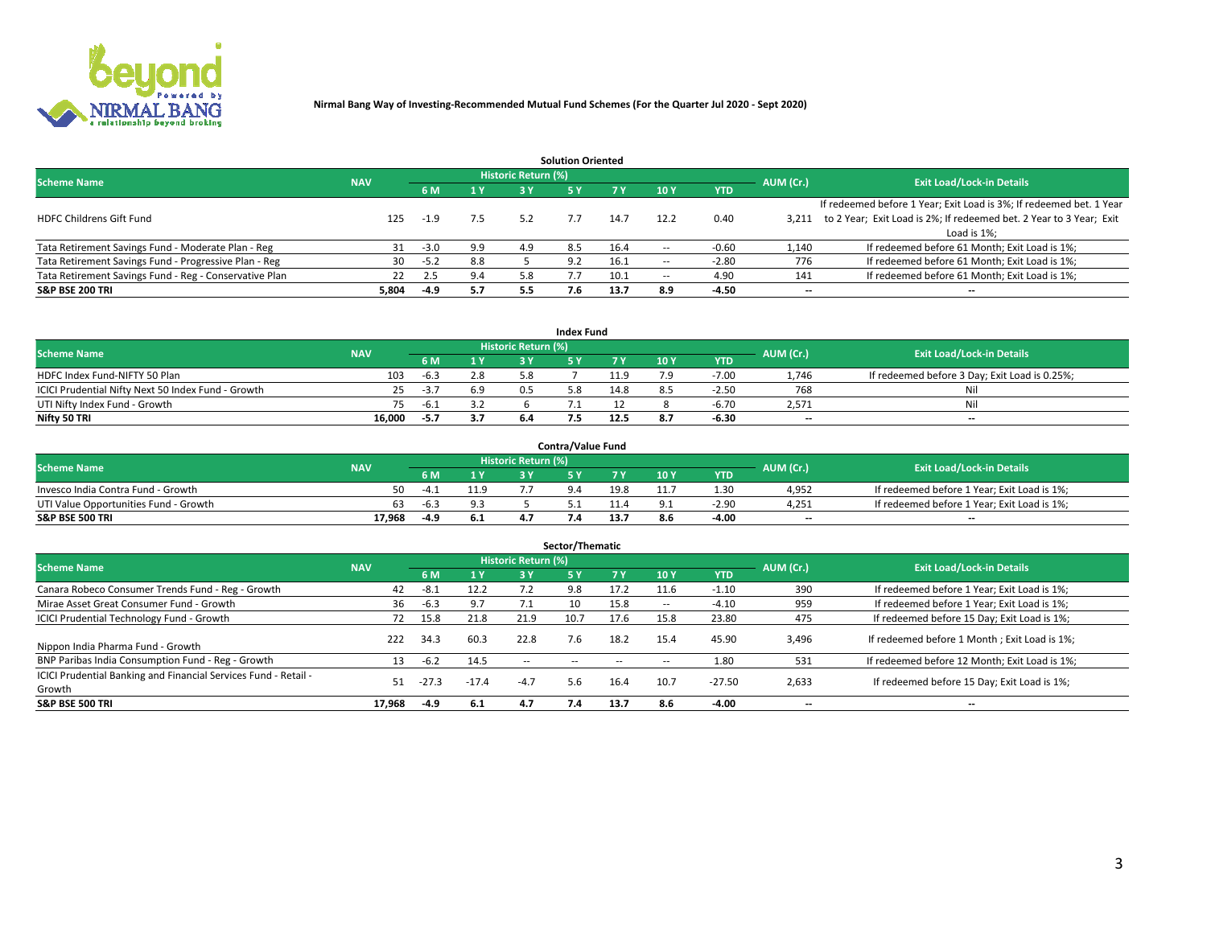**Nirmal Bang Way of Investing-Recommended Mutual Fund Schemes (For the Quarter Jul 2020 - Sept 2020)**

### Solution Oriented

| Scheme Name | NAV | Historic Return (%) | | | | | | | AUM (Cr.) | Exit Load/Lock-in Details |
|---|---|---|---|---|---|---|---|---|---|---|
| | | 6 M | 1 Y | 3 Y | 5 Y | 7 Y | 10 Y | YTD | | |
| HDFC Childrens Gift Fund | 125 | -1.9 | 7.5 | 5.2 | 7.7 | 14.7 | 12.2 | 0.40 | 3,211 | If redeemed before 1 Year; Exit Load is 3%; If redeemed bet. 1 Year to 2 Year; Exit Load is 2%; If redeemed bet. 2 Year to 3 Year; Exit Load is 1%; |
| Tata Retirement Savings Fund - Moderate Plan - Reg | 31 | -3.0 | 9.9 | 4.9 | 8.5 | 16.4 | -- | -0.60 | 1,140 | If redeemed before 61 Month; Exit Load is 1%; |
| Tata Retirement Savings Fund - Progressive Plan - Reg | 30 | -5.2 | 8.8 | 5 | 9.2 | 16.1 | -- | -2.80 | 776 | If redeemed before 61 Month; Exit Load is 1%; |
| Tata Retirement Savings Fund - Reg - Conservative Plan | 22 | 2.5 | 9.4 | 5.8 | 7.7 | 10.1 | -- | 4.90 | 141 | If redeemed before 61 Month; Exit Load is 1%; |
| **S&P BSE 200 TRI** | **5,804** | **-4.9** | **5.7** | **5.5** | **7.6** | **13.7** | **8.9** | **-4.50** | **--** | **--** |

### Index Fund

| Scheme Name | NAV | Historic Return (%) | | | | | | | AUM (Cr.) | Exit Load/Lock-in Details |
|---|---|---|---|---|---|---|---|---|---|---|
| | | 6 M | 1 Y | 3 Y | 5 Y | 7 Y | 10 Y | YTD | | |
| HDFC Index Fund-NIFTY 50 Plan | 103 | -6.3 | 2.8 | 5.8 | 7 | 11.9 | 7.9 | -7.00 | 1,746 | If redeemed before 3 Day; Exit Load is 0.25%; |
| ICICI Prudential Nifty Next 50 Index Fund - Growth | 25 | -3.7 | 6.9 | 0.5 | 5.8 | 14.8 | 8.5 | -2.50 | 768 | Nil |
| UTI Nifty Index Fund - Growth | 75 | -6.1 | 3.2 | 6 | 7.1 | 12 | 8 | -6.70 | 2,571 | Nil |
| **Nifty 50 TRI** | **16,000** | **-5.7** | **3.7** | **6.4** | **7.5** | **12.5** | **8.7** | **-6.30** | **--** | **--** |

### Contra/Value Fund

| Scheme Name | NAV | Historic Return (%) | | | | | | | AUM (Cr.) | Exit Load/Lock-in Details |
|---|---|---|---|---|---|---|---|---|---|---|
| | | 6 M | 1 Y | 3 Y | 5 Y | 7 Y | 10 Y | YTD | | |
| Invesco India Contra Fund - Growth | 50 | -4.1 | 11.9 | 7.7 | 9.4 | 19.8 | 11.7 | 1.30 | 4,952 | If redeemed before 1 Year; Exit Load is 1%; |
| UTI Value Opportunities Fund - Growth | 63 | -6.3 | 9.3 | 5 | 5.1 | 11.4 | 9.1 | -2.90 | 4,251 | If redeemed before 1 Year; Exit Load is 1%; |
| **S&P BSE 500 TRI** | **17,968** | **-4.9** | **6.1** | **4.7** | **7.4** | **13.7** | **8.6** | **-4.00** | **--** | **--** |

### Sector/Thematic

| Scheme Name | NAV | Historic Return (%) | | | | | | | AUM (Cr.) | Exit Load/Lock-in Details |
|---|---|---|---|---|---|---|---|---|---|---|
| | | 6 M | 1 Y | 3 Y | 5 Y | 7 Y | 10 Y | YTD | | |
| Canara Robeco Consumer Trends Fund - Reg - Growth | 42 | -8.1 | 12.2 | 7.2 | 9.8 | 17.2 | 11.6 | -1.10 | 390 | If redeemed before 1 Year; Exit Load is 1%; |
| Mirae Asset Great Consumer Fund - Growth | 36 | -6.3 | 9.7 | 7.1 | 10 | 15.8 | -- | -4.10 | 959 | If redeemed before 1 Year; Exit Load is 1%; |
| ICICI Prudential Technology Fund - Growth | 72 | 15.8 | 21.8 | 21.9 | 10.7 | 17.6 | 15.8 | 23.80 | 475 | If redeemed before 15 Day; Exit Load is 1%; |
| Nippon India Pharma Fund - Growth | 222 | 34.3 | 60.3 | 22.8 | 7.6 | 18.2 | 15.4 | 45.90 | 3,496 | If redeemed before 1 Month ; Exit Load is 1%; |
| BNP Paribas India Consumption Fund - Reg - Growth | 13 | -6.2 | 14.5 | -- | -- | -- | -- | 1.80 | 531 | If redeemed before 12 Month; Exit Load is 1%; |
| ICICI Prudential Banking and Financial Services Fund - Retail - Growth | 51 | -27.3 | -17.4 | -4.7 | 5.6 | 16.4 | 10.7 | -27.50 | 2,633 | If redeemed before 15 Day; Exit Load is 1%; |
| **S&P BSE 500 TRI** | **17,968** | **-4.9** | **6.1** | **4.7** | **7.4** | **13.7** | **8.6** | **-4.00** | **--** | **--** |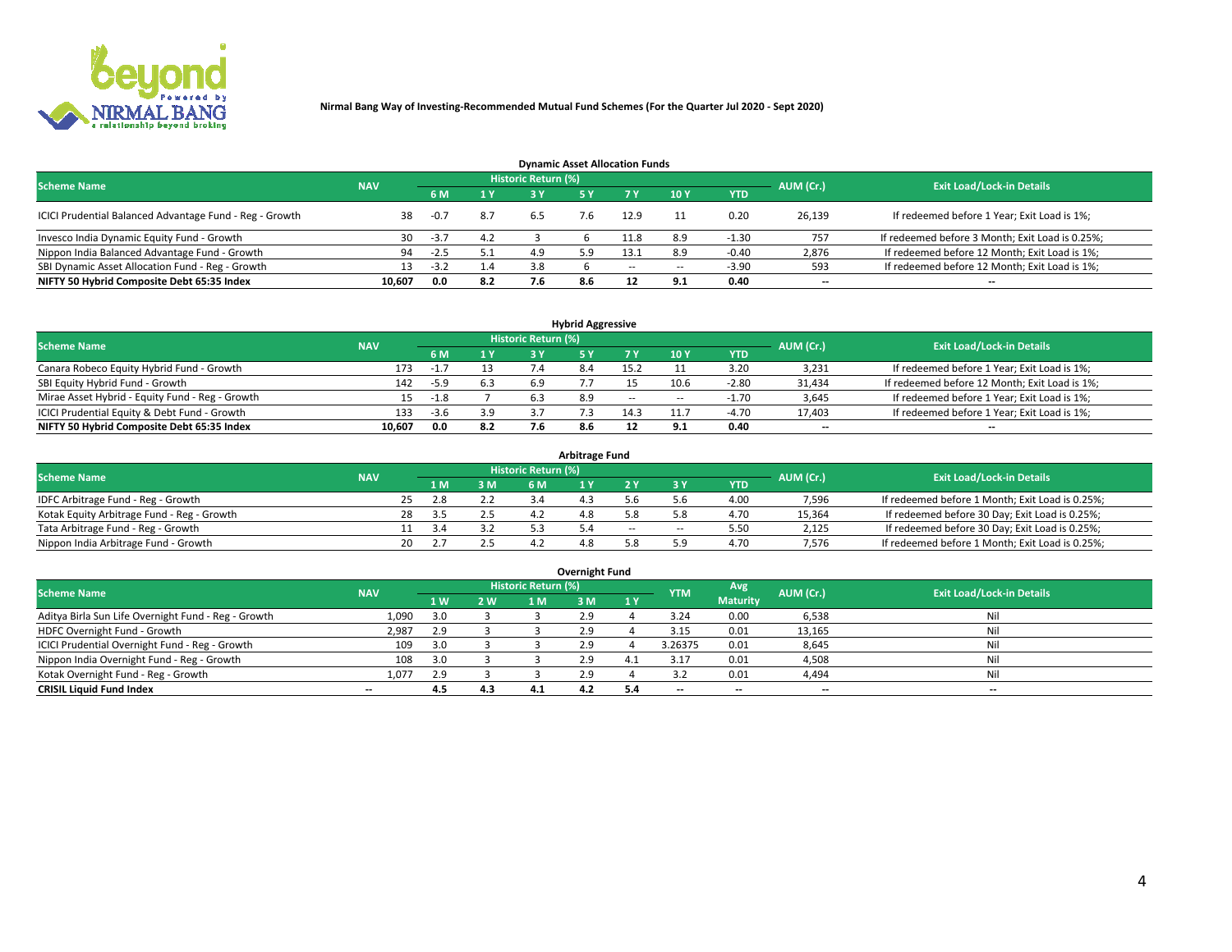**Nirmal Bang Way of Investing-Recommended Mutual Fund Schemes (For the Quarter Jul 2020 - Sept 2020)**

### Dynamic Asset Allocation Funds

| Scheme Name | NAV | Historic Return (%) | | | | | | YTD | AUM (Cr.) | Exit Load/Lock-in Details |
|---|---|---|---|---|---|---|---|---|---|---|
| | | 6 M | 1 Y | 3 Y | 5 Y | 7 Y | 10 Y | | | |
| ICICI Prudential Balanced Advantage Fund - Reg - Growth | 38 | -0.7 | 8.7 | 6.5 | 7.6 | 12.9 | 11 | 0.20 | 26,139 | If redeemed before 1 Year; Exit Load is 1%; |
| Invesco India Dynamic Equity Fund - Growth | 30 | -3.7 | 4.2 | 3 | 6 | 11.8 | 8.9 | -1.30 | 757 | If redeemed before 3 Month; Exit Load is 0.25%; |
| Nippon India Balanced Advantage Fund - Growth | 94 | -2.5 | 5.1 | 4.9 | 5.9 | 13.1 | 8.9 | -0.40 | 2,876 | If redeemed before 12 Month; Exit Load is 1%; |
| SBI Dynamic Asset Allocation Fund - Reg - Growth | 13 | -3.2 | 1.4 | 3.8 | 6 | -- | -- | -3.90 | 593 | If redeemed before 12 Month; Exit Load is 1%; |
| **NIFTY 50 Hybrid Composite Debt 65:35 Index** | **10,607** | **0.0** | **8.2** | **7.6** | **8.6** | **12** | **9.1** | **0.40** | **--** | **--** |

### Hybrid Aggressive

| Scheme Name | NAV | Historic Return (%) | | | | | | YTD | AUM (Cr.) | Exit Load/Lock-in Details |
|---|---|---|---|---|---|---|---|---|---|---|
| | | 6 M | 1 Y | 3 Y | 5 Y | 7 Y | 10 Y | | | |
| Canara Robeco Equity Hybrid Fund - Growth | 173 | -1.7 | 13 | 7.4 | 8.4 | 15.2 | 11 | 3.20 | 3,231 | If redeemed before 1 Year; Exit Load is 1%; |
| SBI Equity Hybrid Fund - Growth | 142 | -5.9 | 6.3 | 6.9 | 7.7 | 15 | 10.6 | -2.80 | 31,434 | If redeemed before 12 Month; Exit Load is 1%; |
| Mirae Asset Hybrid - Equity Fund - Reg - Growth | 15 | -1.8 | 7 | 6.3 | 8.9 | -- | -- | -1.70 | 3,645 | If redeemed before 1 Year; Exit Load is 1%; |
| ICICI Prudential Equity & Debt Fund - Growth | 133 | -3.6 | 3.9 | 3.7 | 7.3 | 14.3 | 11.7 | -4.70 | 17,403 | If redeemed before 1 Year; Exit Load is 1%; |
| **NIFTY 50 Hybrid Composite Debt 65:35 Index** | **10,607** | **0.0** | **8.2** | **7.6** | **8.6** | **12** | **9.1** | **0.40** | **--** | **--** |

### Arbitrage Fund

| Scheme Name | NAV | Historic Return (%) | | | | | | YTD | AUM (Cr.) | Exit Load/Lock-in Details |
|---|---|---|---|---|---|---|---|---|---|---|
| | | 1 M | 3 M | 6 M | 1 Y | 2 Y | 3 Y | | | |
| IDFC Arbitrage Fund - Reg - Growth | 25 | 2.8 | 2.2 | 3.4 | 4.3 | 5.6 | 5.6 | 4.00 | 7,596 | If redeemed before 1 Month; Exit Load is 0.25%; |
| Kotak Equity Arbitrage Fund - Reg - Growth | 28 | 3.5 | 2.5 | 4.2 | 4.8 | 5.8 | 5.8 | 4.70 | 15,364 | If redeemed before 30 Day; Exit Load is 0.25%; |
| Tata Arbitrage Fund - Reg - Growth | 11 | 3.4 | 3.2 | 5.3 | 5.4 | -- | -- | 5.50 | 2,125 | If redeemed before 30 Day; Exit Load is 0.25%; |
| Nippon India Arbitrage Fund - Growth | 20 | 2.7 | 2.5 | 4.2 | 4.8 | 5.8 | 5.9 | 4.70 | 7,576 | If redeemed before 1 Month; Exit Load is 0.25%; |

### Overnight Fund

| Scheme Name | NAV | Historic Return (%) | | | | | YTM | Avg Maturity | AUM (Cr.) | Exit Load/Lock-in Details |
|---|---|---|---|---|---|---|---|---|---|---|
| | | 1 W | 2 W | 1 M | 3 M | 1 Y | | | | |
| Aditya Birla Sun Life Overnight Fund - Reg - Growth | 1,090 | 3.0 | 3 | 3 | 2.9 | 4 | 3.24 | 0.00 | 6,538 | Nil |
| HDFC Overnight Fund - Growth | 2,987 | 2.9 | 3 | 3 | 2.9 | 4 | 3.15 | 0.01 | 13,165 | Nil |
| ICICI Prudential Overnight Fund - Reg - Growth | 109 | 3.0 | 3 | 3 | 2.9 | 4 | 3.26375 | 0.01 | 8,645 | Nil |
| Nippon India Overnight Fund - Reg - Growth | 108 | 3.0 | 3 | 3 | 2.9 | 4.1 | 3.17 | 0.01 | 4,508 | Nil |
| Kotak Overnight Fund - Reg - Growth | 1,077 | 2.9 | 3 | 3 | 2.9 | 4 | 3.2 | 0.01 | 4,494 | Nil |
| **CRISIL Liquid Fund Index** | **--** | **4.5** | **4.3** | **4.1** | **4.2** | **5.4** | **--** | **--** | **--** | **--** |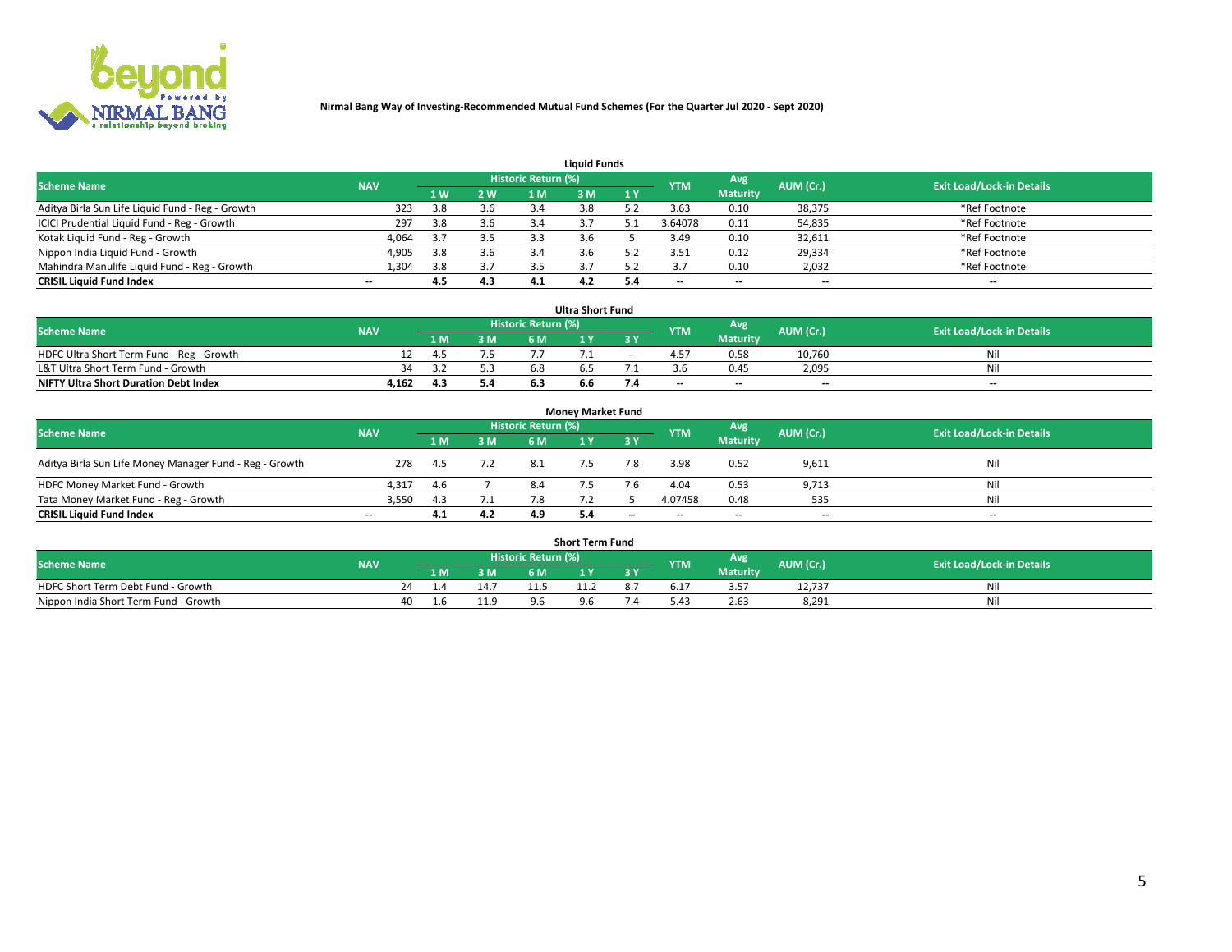**Nirmal Bang Way of Investing-Recommended Mutual Fund Schemes (For the Quarter Jul 2020 - Sept 2020)**

### Liquid Funds

| Scheme Name | NAV | Historic Return (%) | | | | | YTM | Avg Maturity | AUM (Cr.) | Exit Load/Lock-in Details |
|---|---|---|---|---|---|---|---|---|---|---|
| | | 1 W | 2 W | 1 M | 3 M | 1 Y | | | | |
| Aditya Birla Sun Life Liquid Fund - Reg - Growth | 323 | 3.8 | 3.6 | 3.4 | 3.8 | 5.2 | 3.63 | 0.10 | 38,375 | *Ref Footnote |
| ICICI Prudential Liquid Fund - Reg - Growth | 297 | 3.8 | 3.6 | 3.4 | 3.7 | 5.1 | 3.64078 | 0.11 | 54,835 | *Ref Footnote |
| Kotak Liquid Fund - Reg - Growth | 4,064 | 3.7 | 3.5 | 3.3 | 3.6 | 5 | 3.49 | 0.10 | 32,611 | *Ref Footnote |
| Nippon India Liquid Fund - Growth | 4,905 | 3.8 | 3.6 | 3.4 | 3.6 | 5.2 | 3.51 | 0.12 | 29,334 | *Ref Footnote |
| Mahindra Manulife Liquid Fund - Reg - Growth | 1,304 | 3.8 | 3.7 | 3.5 | 3.7 | 5.2 | 3.7 | 0.10 | 2,032 | *Ref Footnote |
| **CRISIL Liquid Fund Index** | -- | **4.5** | **4.3** | **4.1** | **4.2** | **5.4** | -- | -- | -- | -- |

### Ultra Short Fund

| Scheme Name | NAV | Historic Return (%) | | | | | YTM | Avg Maturity | AUM (Cr.) | Exit Load/Lock-in Details |
|---|---|---|---|---|---|---|---|---|---|---|
| | | 1 M | 3 M | 6 M | 1 Y | 3 Y | | | | |
| HDFC Ultra Short Term Fund - Reg - Growth | 12 | 4.5 | 7.5 | 7.7 | 7.1 | -- | 4.57 | 0.58 | 10,760 | Nil |
| L&T Ultra Short Term Fund - Growth | 34 | 3.2 | 5.3 | 6.8 | 6.5 | 7.1 | 3.6 | 0.45 | 2,095 | Nil |
| **NIFTY Ultra Short Duration Debt Index** | **4,162** | **4.3** | **5.4** | **6.3** | **6.6** | **7.4** | -- | -- | -- | -- |

### Money Market Fund

| Scheme Name | NAV | Historic Return (%) | | | | | YTM | Avg Maturity | AUM (Cr.) | Exit Load/Lock-in Details |
|---|---|---|---|---|---|---|---|---|---|---|
| | | 1 M | 3 M | 6 M | 1 Y | 3 Y | | | | |
| Aditya Birla Sun Life Money Manager Fund - Reg - Growth | 278 | 4.5 | 7.2 | 8.1 | 7.5 | 7.8 | 3.98 | 0.52 | 9,611 | Nil |
| HDFC Money Market Fund - Growth | 4,317 | 4.6 | 7 | 8.4 | 7.5 | 7.6 | 4.04 | 0.53 | 9,713 | Nil |
| Tata Money Market Fund - Reg - Growth | 3,550 | 4.3 | 7.1 | 7.8 | 7.2 | 5 | 4.07458 | 0.48 | 535 | Nil |
| **CRISIL Liquid Fund Index** | -- | **4.1** | **4.2** | **4.9** | **5.4** | -- | -- | -- | -- | -- |

### Short Term Fund

| Scheme Name | NAV | Historic Return (%) | | | | | YTM | Avg Maturity | AUM (Cr.) | Exit Load/Lock-in Details |
|---|---|---|---|---|---|---|---|---|---|---|
| | | 1 M | 3 M | 6 M | 1 Y | 3 Y | | | | |
| HDFC Short Term Debt Fund - Growth | 24 | 1.4 | 14.7 | 11.5 | 11.2 | 8.7 | 6.17 | 3.57 | 12,737 | Nil |
| Nippon India Short Term Fund - Growth | 40 | 1.6 | 11.9 | 9.6 | 9.6 | 7.4 | 5.43 | 2.63 | 8,291 | Nil |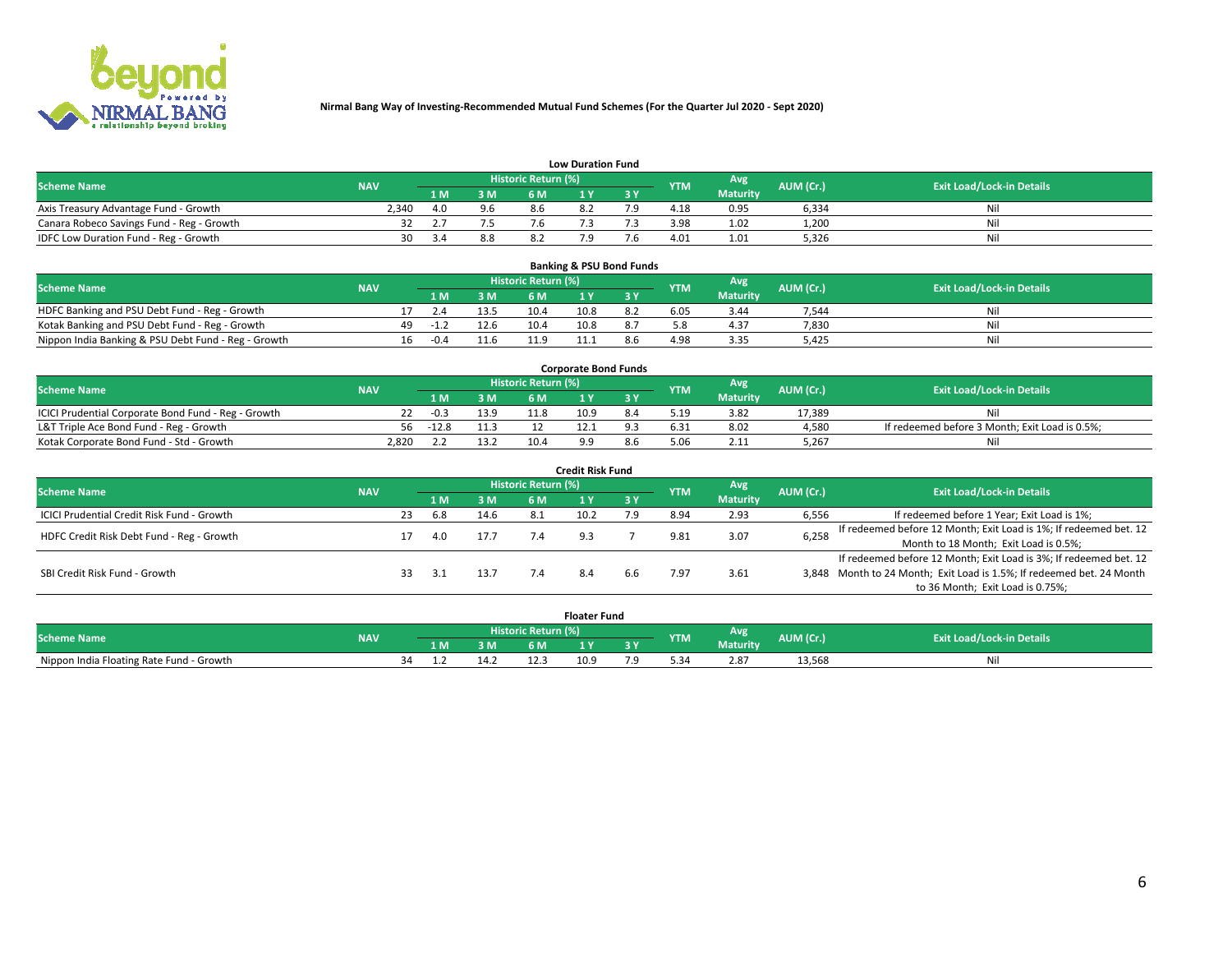**Nirmal Bang Way of Investing-Recommended Mutual Fund Schemes (For the Quarter Jul 2020 - Sept 2020)**

### Low Duration Fund

| Scheme Name | NAV | Historic Return (%) | | | | | YTM | Avg Maturity | AUM (Cr.) | Exit Load/Lock-in Details |
|---|---|---|---|---|---|---|---|---|---|---|
| | | 1 M | 3 M | 6 M | 1 Y | 3 Y | | | | |
| Axis Treasury Advantage Fund - Growth | 2,340 | 4.0 | 9.6 | 8.6 | 8.2 | 7.9 | 4.18 | 0.95 | 6,334 | Nil |
| Canara Robeco Savings Fund - Reg - Growth | 32 | 2.7 | 7.5 | 7.6 | 7.3 | 7.3 | 3.98 | 1.02 | 1,200 | Nil |
| IDFC Low Duration Fund - Reg - Growth | 30 | 3.4 | 8.8 | 8.2 | 7.9 | 7.6 | 4.01 | 1.01 | 5,326 | Nil |

### Banking & PSU Bond Funds

| Scheme Name | NAV | Historic Return (%) | | | | | YTM | Avg Maturity | AUM (Cr.) | Exit Load/Lock-in Details |
|---|---|---|---|---|---|---|---|---|---|---|
| | | 1 M | 3 M | 6 M | 1 Y | 3 Y | | | | |
| HDFC Banking and PSU Debt Fund - Reg - Growth | 17 | 2.4 | 13.5 | 10.4 | 10.8 | 8.2 | 6.05 | 3.44 | 7,544 | Nil |
| Kotak Banking and PSU Debt Fund - Reg - Growth | 49 | -1.2 | 12.6 | 10.4 | 10.8 | 8.7 | 5.8 | 4.37 | 7,830 | Nil |
| Nippon India Banking & PSU Debt Fund - Reg - Growth | 16 | -0.4 | 11.6 | 11.9 | 11.1 | 8.6 | 4.98 | 3.35 | 5,425 | Nil |

### Corporate Bond Funds

| Scheme Name | NAV | Historic Return (%) | | | | | YTM | Avg Maturity | AUM (Cr.) | Exit Load/Lock-in Details |
|---|---|---|---|---|---|---|---|---|---|---|
| | | 1 M | 3 M | 6 M | 1 Y | 3 Y | | | | |
| ICICI Prudential Corporate Bond Fund - Reg - Growth | 22 | -0.3 | 13.9 | 11.8 | 10.9 | 8.4 | 5.19 | 3.82 | 17,389 | Nil |
| L&T Triple Ace Bond Fund - Reg - Growth | 56 | -12.8 | 11.3 | 12 | 12.1 | 9.3 | 6.31 | 8.02 | 4,580 | If redeemed before 3 Month; Exit Load is 0.5%; |
| Kotak Corporate Bond Fund - Std - Growth | 2,820 | 2.2 | 13.2 | 10.4 | 9.9 | 8.6 | 5.06 | 2.11 | 5,267 | Nil |

### Credit Risk Fund

| Scheme Name | NAV | Historic Return (%) | | | | | YTM | Avg Maturity | AUM (Cr.) | Exit Load/Lock-in Details |
|---|---|---|---|---|---|---|---|---|---|---|
| | | 1 M | 3 M | 6 M | 1 Y | 3 Y | | | | |
| ICICI Prudential Credit Risk Fund - Growth | 23 | 6.8 | 14.6 | 8.1 | 10.2 | 7.9 | 8.94 | 2.93 | 6,556 | If redeemed before 1 Year; Exit Load is 1%; |
| HDFC Credit Risk Debt Fund - Reg - Growth | 17 | 4.0 | 17.7 | 7.4 | 9.3 | 7 | 9.81 | 3.07 | 6,258 | If redeemed before 12 Month; Exit Load is 1%; If redeemed bet. 12 Month to 18 Month; Exit Load is 0.5%; |
| SBI Credit Risk Fund - Growth | 33 | 3.1 | 13.7 | 7.4 | 8.4 | 6.6 | 7.97 | 3.61 | 3,848 | If redeemed before 12 Month; Exit Load is 3%; If redeemed bet. 12 Month to 24 Month; Exit Load is 1.5%; If redeemed bet. 24 Month to 36 Month; Exit Load is 0.75%; |

### Floater Fund

| Scheme Name | NAV | Historic Return (%) | | | | | YTM | Avg Maturity | AUM (Cr.) | Exit Load/Lock-in Details |
|---|---|---|---|---|---|---|---|---|---|---|
| | | 1 M | 3 M | 6 M | 1 Y | 3 Y | | | | |
| Nippon India Floating Rate Fund - Growth | 34 | 1.2 | 14.2 | 12.3 | 10.9 | 7.9 | 5.34 | 2.87 | 13,568 | Nil |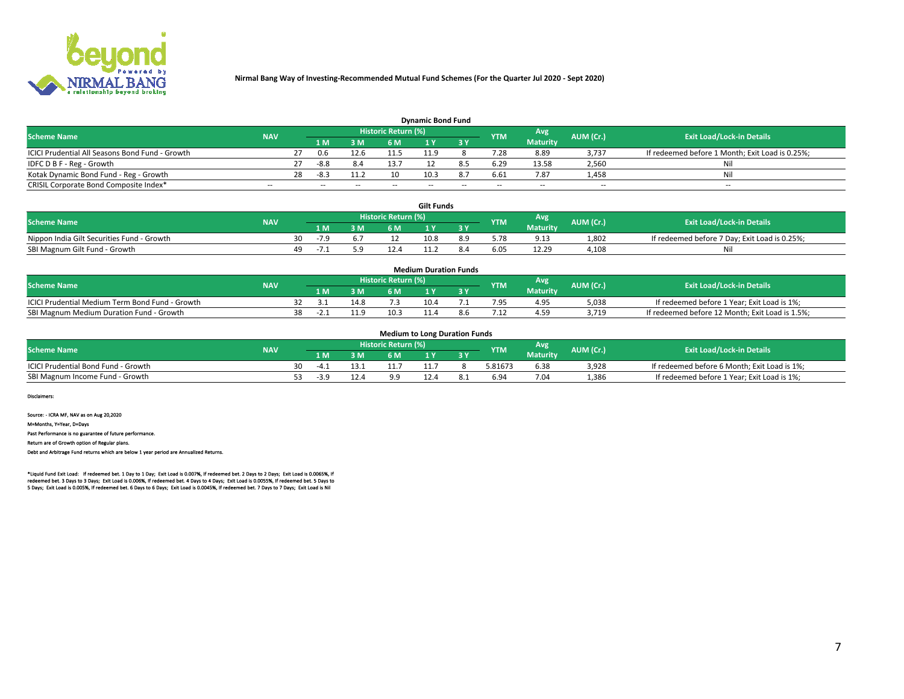**Nirmal Bang Way of Investing-Recommended Mutual Fund Schemes (For the Quarter Jul 2020 - Sept 2020)**

### Dynamic Bond Fund

| Scheme Name | NAV | Historic Return (%) | | | | | YTM | Avg Maturity | AUM (Cr.) | Exit Load/Lock-in Details |
|---|---|---|---|---|---|---|---|---|---|---|
| | | 1 M | 3 M | 6 M | 1 Y | 3 Y | | | | |
| ICICI Prudential All Seasons Bond Fund - Growth | 27 | 0.6 | 12.6 | 11.5 | 11.9 | 8 | 7.28 | 8.89 | 3,737 | If redeemed before 1 Month; Exit Load is 0.25%; |
| IDFC D B F - Reg - Growth | 27 | -8.8 | 8.4 | 13.7 | 12 | 8.5 | 6.29 | 13.58 | 2,560 | Nil |
| Kotak Dynamic Bond Fund - Reg - Growth | 28 | -8.3 | 11.2 | 10 | 10.3 | 8.7 | 6.61 | 7.87 | 1,458 | Nil |
| CRISIL Corporate Bond Composite Index* | -- | -- | -- | -- | -- | -- | -- | -- | -- | -- |

### Gilt Funds

| Scheme Name | NAV | Historic Return (%) | | | | | YTM | Avg Maturity | AUM (Cr.) | Exit Load/Lock-in Details |
|---|---|---|---|---|---|---|---|---|---|---|
| | | 1 M | 3 M | 6 M | 1 Y | 3 Y | | | | |
| Nippon India Gilt Securities Fund - Growth | 30 | -7.9 | 6.7 | 12 | 10.8 | 8.9 | 5.78 | 9.13 | 1,802 | If redeemed before 7 Day; Exit Load is 0.25%; |
| SBI Magnum Gilt Fund - Growth | 49 | -7.1 | 5.9 | 12.4 | 11.2 | 8.4 | 6.05 | 12.29 | 4,108 | Nil |

### Medium Duration Funds

| Scheme Name | NAV | Historic Return (%) | | | | | YTM | Avg Maturity | AUM (Cr.) | Exit Load/Lock-in Details |
|---|---|---|---|---|---|---|---|---|---|---|
| | | 1 M | 3 M | 6 M | 1 Y | 3 Y | | | | |
| ICICI Prudential Medium Term Bond Fund - Growth | 32 | 3.1 | 14.8 | 7.3 | 10.4 | 7.1 | 7.95 | 4.95 | 5,038 | If redeemed before 1 Year; Exit Load is 1%; |
| SBI Magnum Medium Duration Fund - Growth | 38 | -2.1 | 11.9 | 10.3 | 11.4 | 8.6 | 7.12 | 4.59 | 3,719 | If redeemed before 12 Month; Exit Load is 1.5%; |

### Medium to Long Duration Funds

| Scheme Name | NAV | Historic Return (%) | | | | | YTM | Avg Maturity | AUM (Cr.) | Exit Load/Lock-in Details |
|---|---|---|---|---|---|---|---|---|---|---|
| | | 1 M | 3 M | 6 M | 1 Y | 3 Y | | | | |
| ICICI Prudential Bond Fund - Growth | 30 | -4.1 | 13.1 | 11.7 | 11.7 | 8 | 5.81673 | 6.38 | 3,928 | If redeemed before 6 Month; Exit Load is 1%; |
| SBI Magnum Income Fund - Growth | 53 | -3.9 | 12.4 | 9.9 | 12.4 | 8.1 | 6.94 | 7.04 | 1,386 | If redeemed before 1 Year; Exit Load is 1%; |

Disclaimers:

Source: - ICRA MF, NAV as on Aug 20,2020

M=Months, Y=Year, D=Days

Past Performance is no guarantee of future performance.

Return are of Growth option of Regular plans.

Debt and Arbitrage Fund returns which are below 1 year period are Annualized Returns.

*Liquid Fund Exit Load: If redeemed bet. 1 Day to 1 Day; Exit Load is 0.007%, If redeemed bet. 2 Days to 2 Days; Exit Load is 0.0065%, If redeemed bet. 3 Days to 3 Days; Exit Load is 0.006%, If redeemed bet. 4 Days to 4 Days; Exit Load is 0.0055%, If redeemed bet. 5 Days to 5 Days; Exit Load is 0.005%, If redeemed bet. 6 Days to 6 Days; Exit Load is 0.0045%, If redeemed bet. 7 Days to 7 Days; Exit Load is Nil